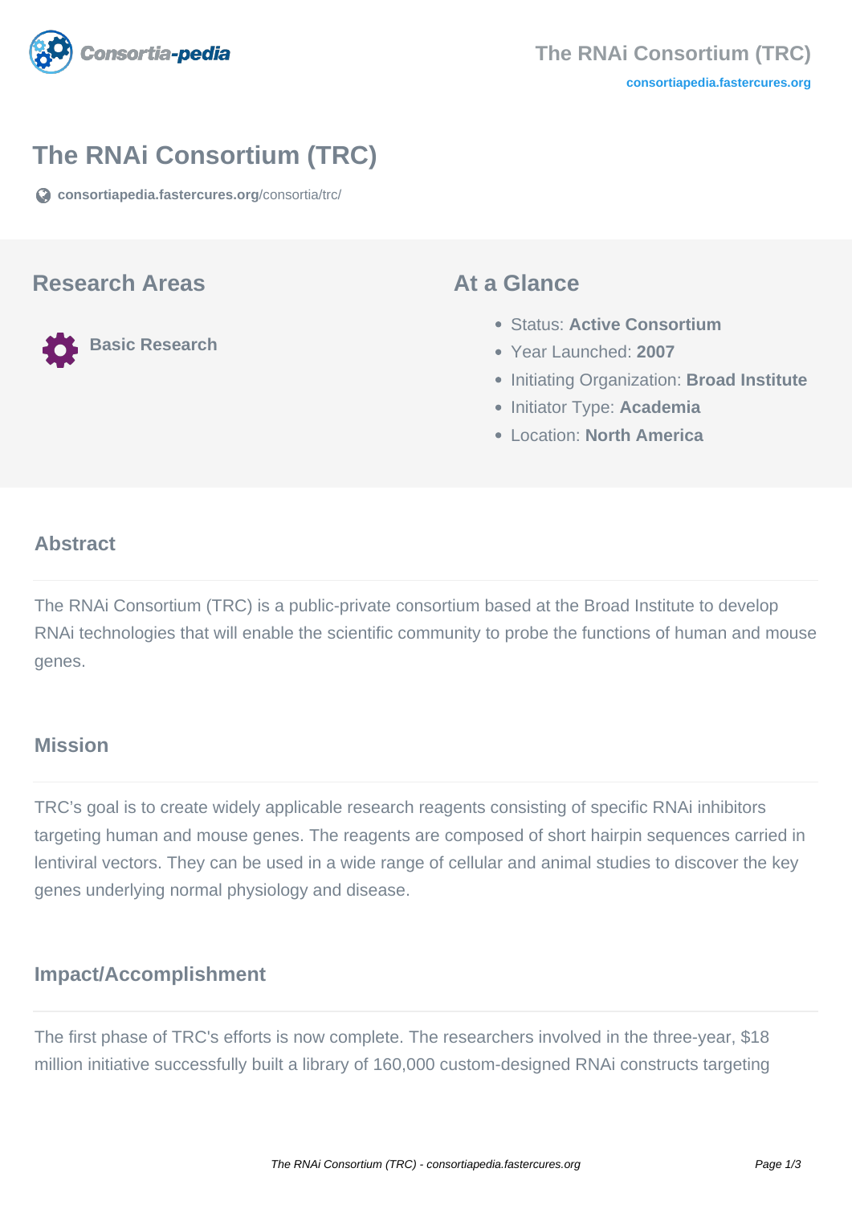// The RNAi Consortium (TRC)

# The RNAi Consortium (TRC)

consortiapedia.fastercures.org/consortia/trc/

## Research Areas

Basic Research

## At a Glance

- Status: **Active Consortium**
- Year Launched: **2007**
- Initiating Organization: **Broad Institute**
- Initiator Type: **Academia**
- Location: **North America**

### Abstract

The RNAi Consortium (TRC) is a public-private consortium based at the Broad Institute to develop RNAi technologies that will enable the scientific community to probe the functions of human and mouse genes.

### Mission

TRC's goal is to create widely applicable research reagents consisting of specific RNAi inhibitors targeting human and mouse genes. The reagents are composed of short hairpin sequences carried in lentiviral vectors. They can be used in a wide range of cellular and animal studies to discover the key genes underlying normal physiology and disease.

### Impact/Accomplishment

The first phase of TRC's efforts is now complete. The researchers involved in the three-year, $18 million initiative successfully built a library of 160,000 custom-designed RNAi constructs targeting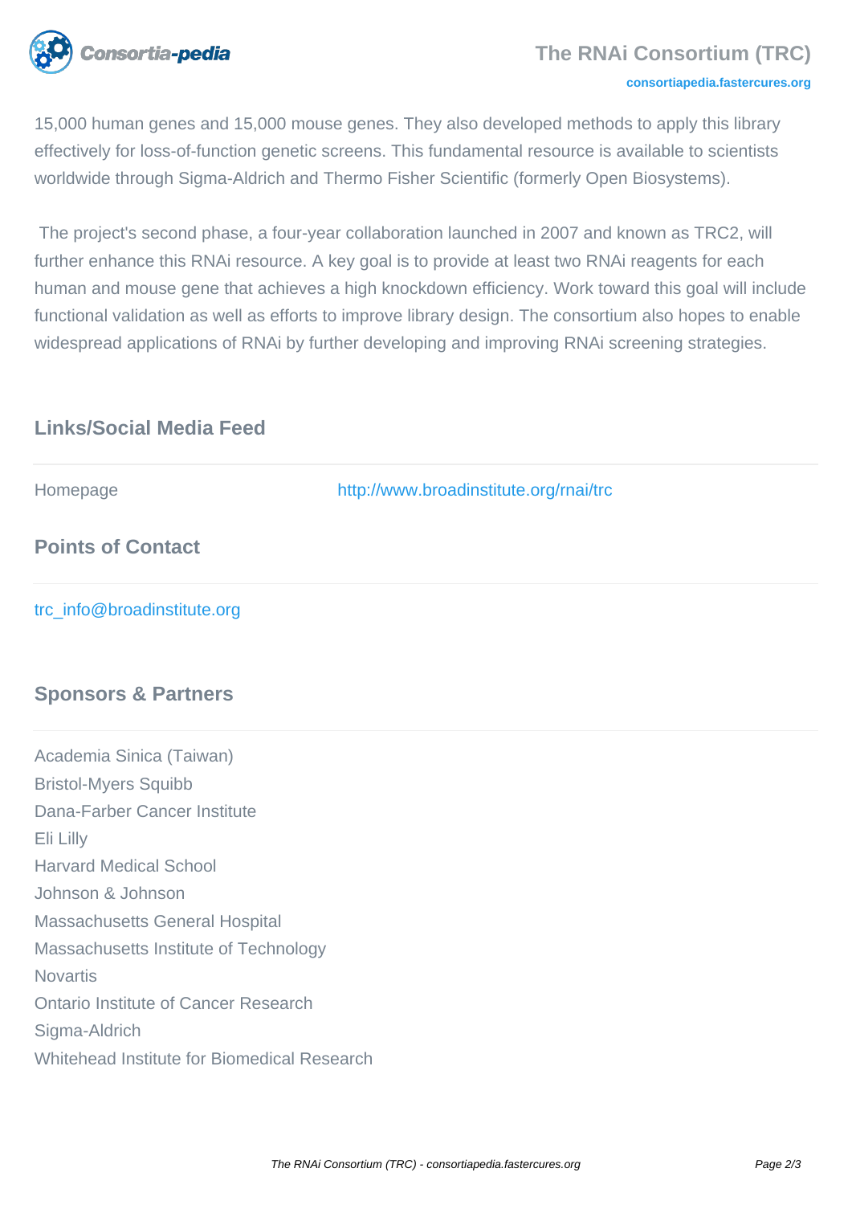15,000 human genes and 15,000 mouse genes. They also developed methods to apply this library effectively for loss-of-function genetic screens. This fundamental resource is available to scientists worldwide through Sigma-Aldrich and Thermo Fisher Scientific (formerly Open Biosystems).

The project's second phase, a four-year collaboration launched in 2007 and known as TRC2, will further enhance this RNAi resource. A key goal is to provide at least two RNAi reagents for each human and mouse gene that achieves a high knockdown efficiency. Work toward this goal will include functional validation as well as efforts to improve library design. The consortium also hopes to enable widespread applications of RNAi by further developing and improving RNAi screening strategies.

## Links/Social Media Feed

| Homepage | http://www.broadinstitute.org/rnai/trc |
|---|---|

## Points of Contact

trc_info@broadinstitute.org

## Sponsors & Partners

Academia Sinica (Taiwan)
Bristol-Myers Squibb
Dana-Farber Cancer Institute
Eli Lilly
Harvard Medical School
Johnson & Johnson
Massachusetts General Hospital
Massachusetts Institute of Technology
Novartis
Ontario Institute of Cancer Research
Sigma-Aldrich
Whitehead Institute for Biomedical Research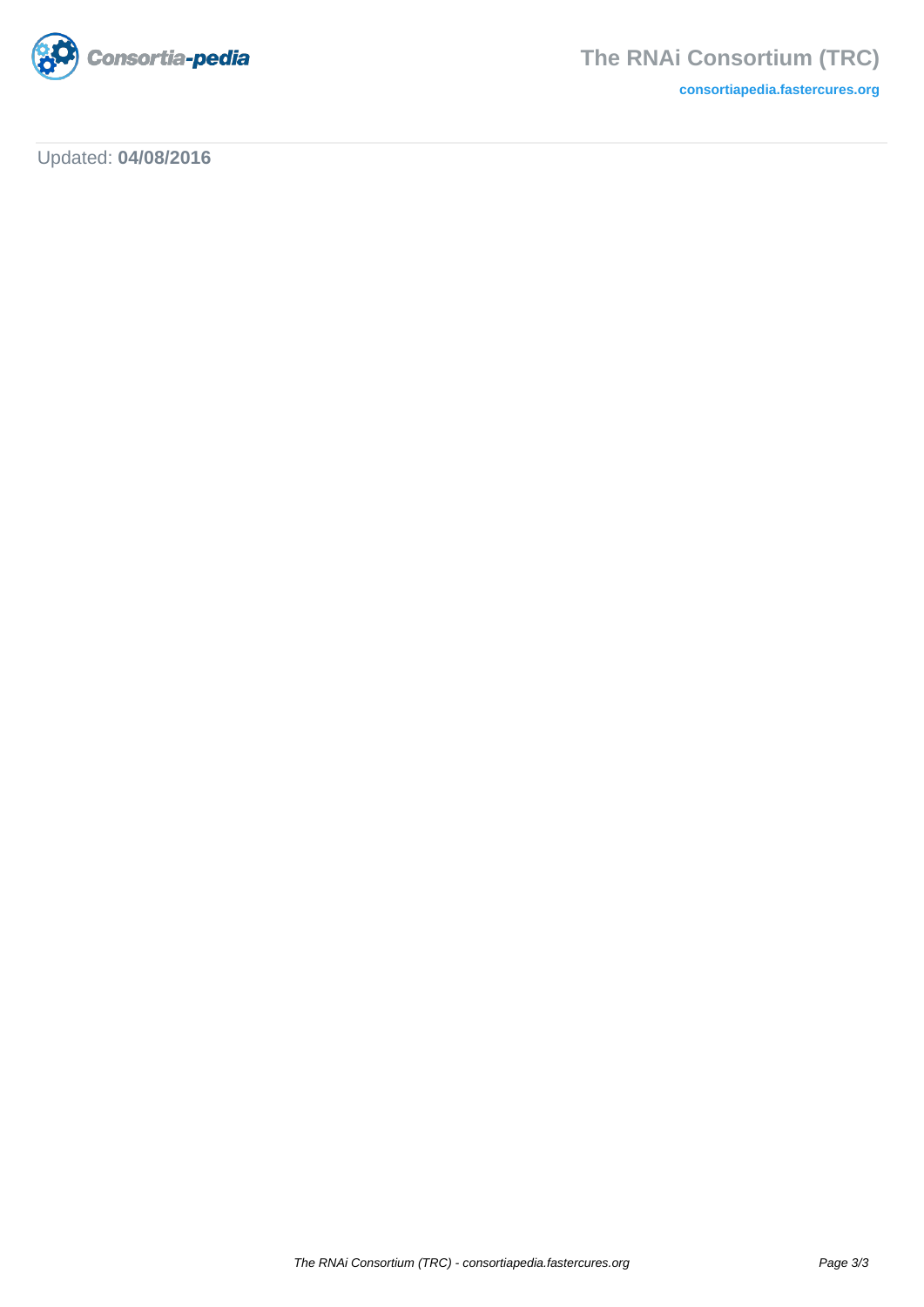Updated: **04/08/2016**